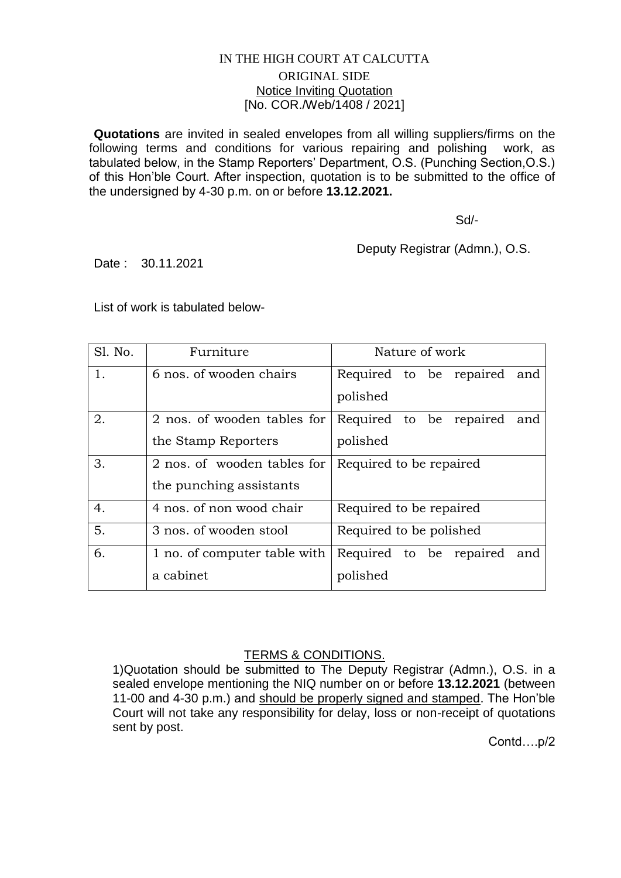IN THE HIGH COURT AT CALCUTTA

ORIGINAL SIDE

Notice Inviting Quotation

[No. COR./Web/1408 / 2021]

**Quotations** are invited in sealed envelopes from all willing suppliers/firms on the following terms and conditions for various repairing and polishing work, as tabulated below, in the Stamp Reporters' Department, O.S. (Punching Section,O.S.) of this Hon'ble Court. After inspection, quotation is to be submitted to the office of the undersigned by 4-30 p.m. on or before **13.12.2021.**

Sd/-

Deputy Registrar (Admn.), O.S.

Date : 30.11.2021

List of work is tabulated below-

| Sl. No. | Furniture | Nature of work |
|---|---|---|
| 1. | 6 nos. of wooden chairs | Required to be repaired and polished |
| 2. | 2 nos. of wooden tables for the Stamp Reporters | Required to be repaired and polished |
| 3. | 2 nos. of wooden tables for the punching assistants | Required to be repaired |
| 4. | 4 nos. of non wood chair | Required to be repaired |
| 5. | 3 nos. of wooden stool | Required to be polished |
| 6. | 1 no. of computer table with a cabinet | Required to be repaired and polished |

## TERMS & CONDITIONS.

1)Quotation should be submitted to The Deputy Registrar (Admn.), O.S. in a sealed envelope mentioning the NIQ number on or before **13.12.2021** (between 11-00 and 4-30 p.m.) and should be properly signed and stamped. The Hon'ble Court will not take any responsibility for delay, loss or non-receipt of quotations sent by post.

Contd….p/2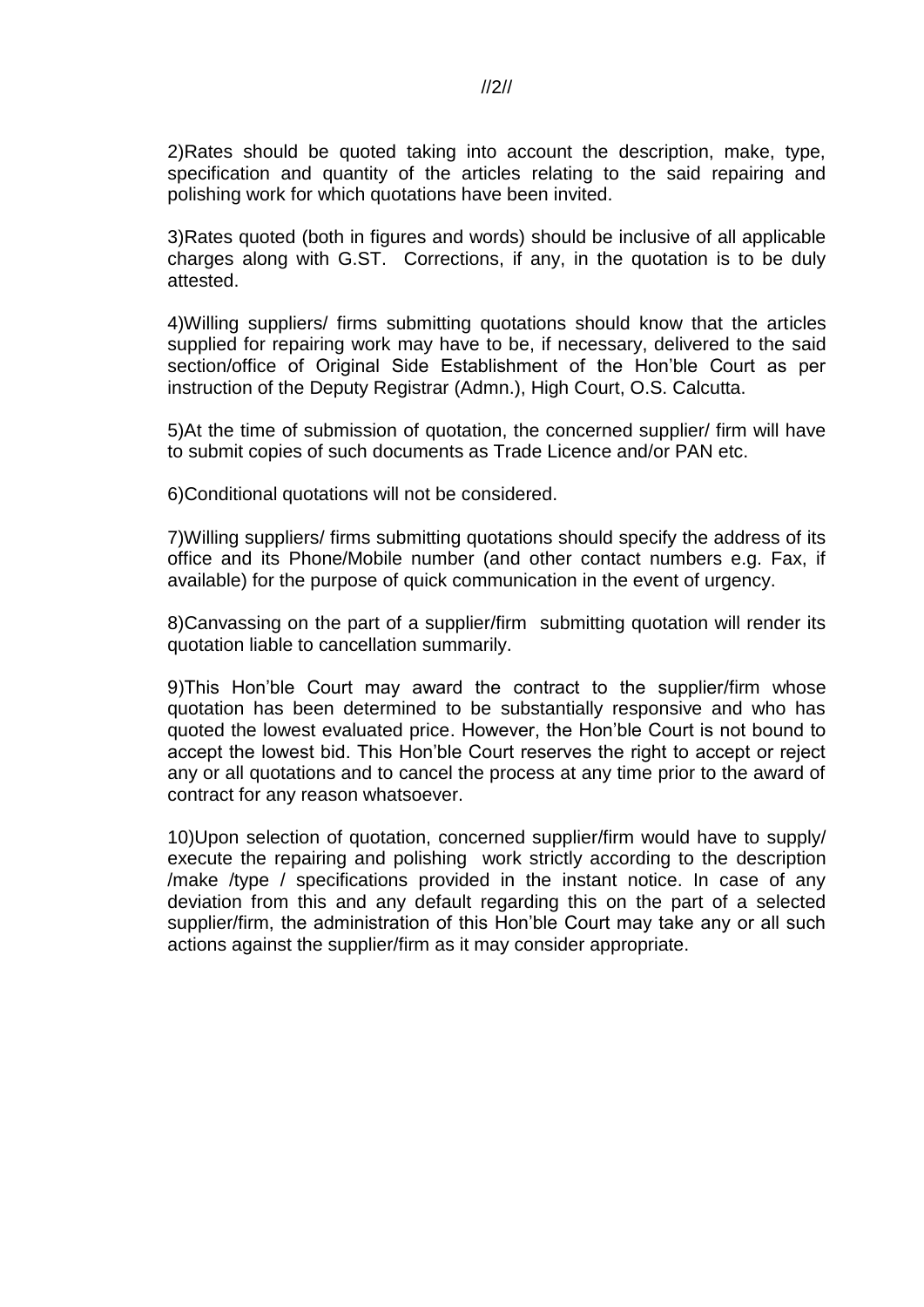2)Rates should be quoted taking into account the description, make, type, specification and quantity of the articles relating to the said repairing and polishing work for which quotations have been invited.

3)Rates quoted (both in figures and words) should be inclusive of all applicable charges along with G.ST. Corrections, if any, in the quotation is to be duly attested.

4)Willing suppliers/ firms submitting quotations should know that the articles supplied for repairing work may have to be, if necessary, delivered to the said section/office of Original Side Establishment of the Hon'ble Court as per instruction of the Deputy Registrar (Admn.), High Court, O.S. Calcutta.

5)At the time of submission of quotation, the concerned supplier/ firm will have to submit copies of such documents as Trade Licence and/or PAN etc.

6)Conditional quotations will not be considered.

7)Willing suppliers/ firms submitting quotations should specify the address of its office and its Phone/Mobile number (and other contact numbers e.g. Fax, if available) for the purpose of quick communication in the event of urgency.

8)Canvassing on the part of a supplier/firm submitting quotation will render its quotation liable to cancellation summarily.

9)This Hon'ble Court may award the contract to the supplier/firm whose quotation has been determined to be substantially responsive and who has quoted the lowest evaluated price. However, the Hon'ble Court is not bound to accept the lowest bid. This Hon'ble Court reserves the right to accept or reject any or all quotations and to cancel the process at any time prior to the award of contract for any reason whatsoever.

10)Upon selection of quotation, concerned supplier/firm would have to supply/ execute the repairing and polishing work strictly according to the description /make /type / specifications provided in the instant notice. In case of any deviation from this and any default regarding this on the part of a selected supplier/firm, the administration of this Hon'ble Court may take any or all such actions against the supplier/firm as it may consider appropriate.